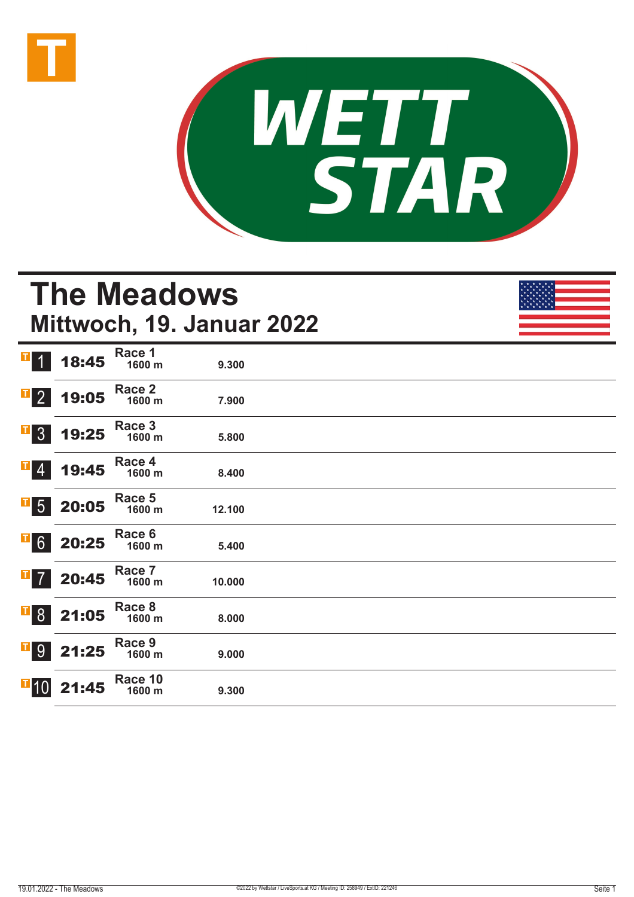# The Meadows

## Mittwoch, 19. Januar 2022

| | Zeit | Rennen | Distanz | |
|---|---|---|---|---|
| 1 | 18:45 | Race 1 | 1600 m | 9.300 |
| 2 | 19:05 | Race 2 | 1600 m | 7.900 |
| 3 | 19:25 | Race 3 | 1600 m | 5.800 |
| 4 | 19:45 | Race 4 | 1600 m | 8.400 |
| 5 | 20:05 | Race 5 | 1600 m | 12.100 |
| 6 | 20:25 | Race 6 | 1600 m | 5.400 |
| 7 | 20:45 | Race 7 | 1600 m | 10.000 |
| 8 | 21:05 | Race 8 | 1600 m | 8.000 |
| 9 | 21:25 | Race 9 | 1600 m | 9.000 |
| 10 | 21:45 | Race 10 | 1600 m | 9.300 |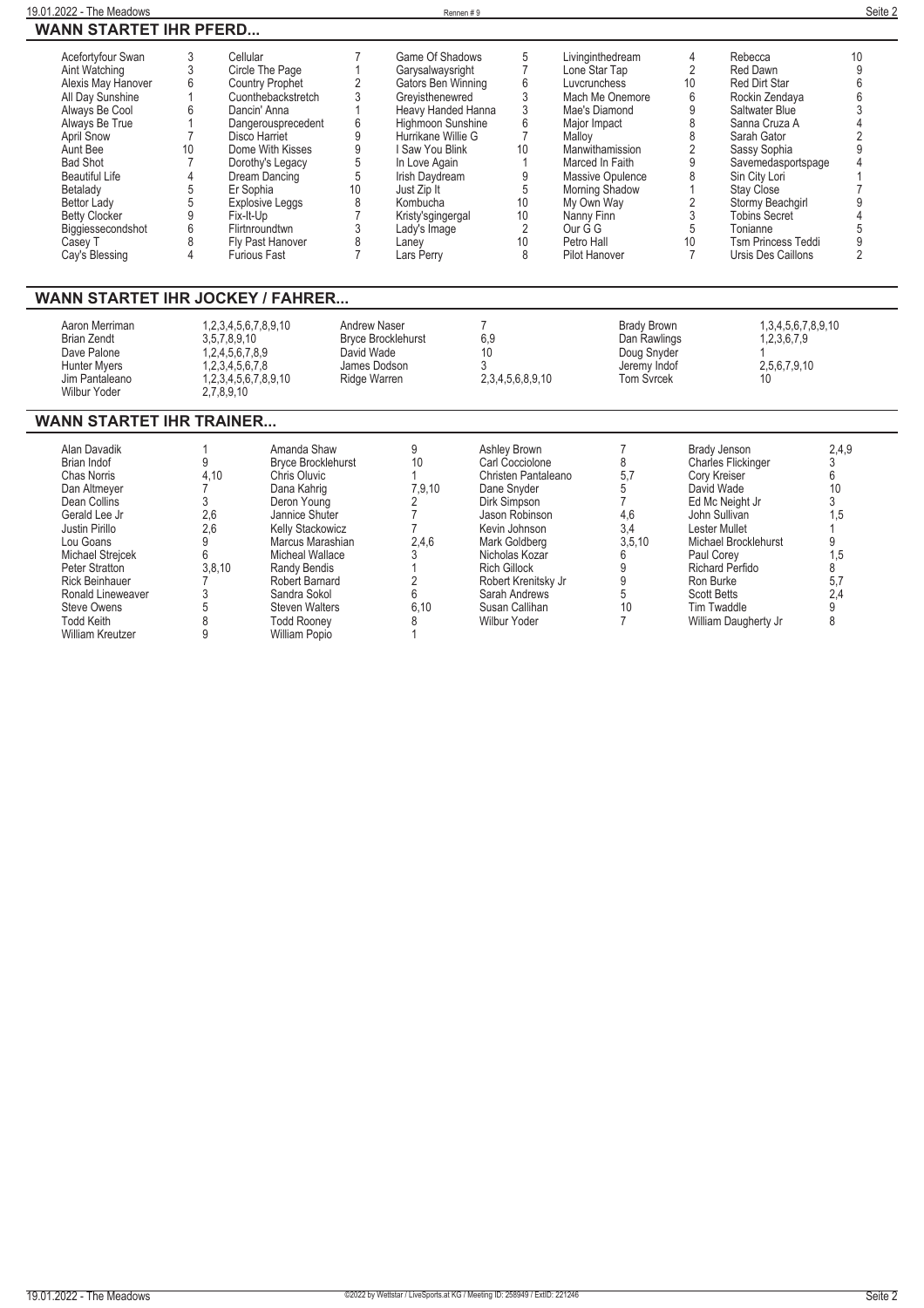## WANN STARTET IHR PFERD...

| Pferd | Rennen | Pferd | Rennen | Pferd | Rennen | Pferd | Rennen | Pferd | Rennen |
|---|---|---|---|---|---|---|---|---|---|
| Acefortyfour Swan | 3 | Cellular | 7 | Game Of Shadows | 5 | Livinginthedream | 4 | Rebecca | 10 |
| Aint Watching | 3 | Circle The Page | 1 | Garysalwaysright | 7 | Lone Star Tap | 2 | Red Dawn | 9 |
| Alexis May Hanover | 6 | Country Prophet | 2 | Gators Ben Winning | 6 | Luvcrunchess | 10 | Red Dirt Star | 6 |
| All Day Sunshine | 1 | Cuonthebackstretch | 3 | Greyisthenewred | 3 | Mach Me Onemore | 6 | Rockin Zendaya | 6 |
| Always Be Cool | 6 | Dancin' Anna | 1 | Heavy Handed Hanna | 3 | Mae's Diamond | 9 | Saltwater Blue | 3 |
| Always Be True | 1 | Dangerousprecedent | 6 | Highmoon Sunshine | 6 | Major Impact | 8 | Sanna Cruza A | 4 |
| April Snow | 7 | Disco Harriet | 9 | Hurrikane Willie G | 7 | Malloy | 8 | Sarah Gator | 2 |
| Aunt Bee | 10 | Dome With Kisses | 9 | I Saw You Blink | 10 | Manwithamission | 2 | Sassy Sophia | 9 |
| Bad Shot | 7 | Dorothy's Legacy | 5 | In Love Again | 1 | Marced In Faith | 9 | Savemedasportspage | 4 |
| Beautiful Life | 4 | Dream Dancing | 5 | Irish Daydream | 9 | Massive Opulence | 8 | Sin City Lori | 1 |
| Betalady | 5 | Er Sophia | 10 | Just Zip It | 5 | Morning Shadow | 1 | Stay Close | 7 |
| Bettor Lady | 5 | Explosive Leggs | 8 | Kombucha | 10 | My Own Way | 2 | Stormy Beachgirl | 9 |
| Betty Clocker | 9 | Fix-It-Up | 7 | Kristy'sgingergal | 10 | Nanny Finn | 3 | Tobins Secret | 4 |
| Biggiessecondshot | 6 | Flirtnroundtwn | 3 | Lady's Image | 2 | Our G G | 5 | Tonianne | 5 |
| Casey T | 8 | Fly Past Hanover | 8 | Laney | 10 | Petro Hall | 10 | Tsm Princess Teddi | 9 |
| Cay's Blessing | 4 | Furious Fast | 7 | Lars Perry | 8 | Pilot Hanover | 7 | Ursis Des Caillons | 2 |

## WANN STARTET IHR JOCKEY / FAHRER...

| Jockey / Fahrer | Rennen | Jockey / Fahrer | Rennen | Jockey / Fahrer | Rennen |
|---|---|---|---|---|---|
| Aaron Merriman | 1,2,3,4,5,6,7,8,9,10 | Andrew Naser | 7 | Brady Brown | 1,3,4,5,6,7,8,9,10 |
| Brian Zendt | 3,5,7,8,9,10 | Bryce Brocklehurst | 6,9 | Dan Rawlings | 1,2,3,6,7,9 |
| Dave Palone | 1,2,4,5,6,7,8,9 | David Wade | 10 | Doug Snyder | 1 |
| Hunter Myers | 1,2,3,4,5,6,7,8 | James Dodson | 3 | Jeremy Indof | 2,5,6,7,9,10 |
| Jim Pantaleano | 1,2,3,4,5,6,7,8,9,10 | Ridge Warren | 2,3,4,5,6,8,9,10 | Tom Svrcek | 10 |
| Wilbur Yoder | 2,7,8,9,10 | | | | |

## WANN STARTET IHR TRAINER...

| Trainer | Rennen | Trainer | Rennen | Trainer | Rennen | Trainer | Rennen |
|---|---|---|---|---|---|---|---|
| Alan Davadik | 1 | Amanda Shaw | 9 | Ashley Brown | 7 | Brady Jenson | 2,4,9 |
| Brian Indof | 9 | Bryce Brocklehurst | 10 | Carl Cocciolone | 8 | Charles Flickinger | 3 |
| Chas Norris | 4,10 | Chris Oluvic | 1 | Christen Pantaleano | 5,7 | Cory Kreiser | 6 |
| Dan Altmeyer | 7 | Dana Kahrig | 7,9,10 | Dane Snyder | 5 | David Wade | 10 |
| Dean Collins | 3 | Deron Young | 2 | Dirk Simpson | 7 | Ed Mc Neight Jr | 3 |
| Gerald Lee Jr | 2,6 | Jannice Shuter | 7 | Jason Robinson | 4,6 | John Sullivan | 1,5 |
| Justin Pirillo | 2,6 | Kelly Stackowicz | 7 | Kevin Johnson | 3,4 | Lester Mullet | 1 |
| Lou Goans | 9 | Marcus Marashian | 2,4,6 | Mark Goldberg | 3,5,10 | Michael Brocklehurst | 9 |
| Michael Strejcek | 6 | Micheal Wallace | 3 | Nicholas Kozar | 6 | Paul Corey | 1,5 |
| Peter Stratton | 3,8,10 | Randy Bendis | 1 | Rich Gillock | 9 | Richard Perfido | 8 |
| Rick Beinhauer | 7 | Robert Barnard | 2 | Robert Krenitsky Jr | 9 | Ron Burke | 5,7 |
| Ronald Lineweaver | 3 | Sandra Sokol | 6 | Sarah Andrews | 5 | Scott Betts | 2,4 |
| Steve Owens | 5 | Steven Walters | 6,10 | Susan Callihan | 10 | Tim Twaddle | 9 |
| Todd Keith | 8 | Todd Rooney | 8 | Wilbur Yoder | 7 | William Daugherty Jr | 8 |
| William Kreutzer | 9 | William Popio | 1 | | | | |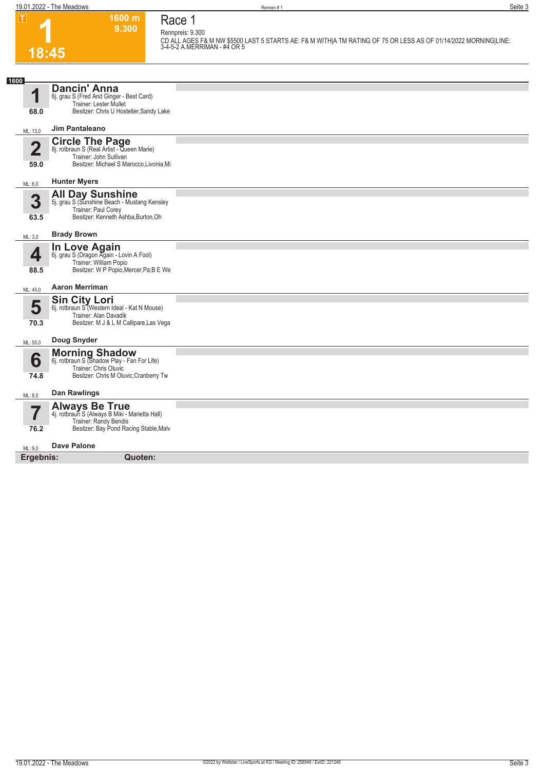# 1

T

1600 m
9.300

18:45

## Race 1

Rennpreis: 9.300

CD ALL AGES F& M NW $5500 LAST 5 STARTS AE: F& M WITH|A TM RATING OF 75 OR LESS AS OF 01/14/2022 MORNING|LINE: 3-4-5-2 A.MERRIMAN - #4 OR 5

1600

| Nr. | Pferd | Details |
|---|---|---|
| 1 (68.0) ML: 13,0 | **Dancin' Anna** | 6j. grau S (Fred And Ginger - Best Card)<br>Trainer: Lester Mullet<br>Besitzer: Chris U Hostetler,Sandy Lake<br>**Jim Pantaleano** |
| 2 (59.0) ML: 6,0 | **Circle The Page** | 8j. rotbraun S (Real Artist - Queen Marie)<br>Trainer: John Sullivan<br>Besitzer: Michael S Marocco,Livonia,Mi<br>**Hunter Myers** |
| 3 (63.5) ML: 3,0 | **All Day Sunshine** | 5j. grau S (Sunshine Beach - Mustang Kensley<br>Trainer: Paul Corey<br>Besitzer: Kenneth Ashba,Burton,Oh<br>**Brady Brown** |
| 4 (88.5) ML: 45,0 | **In Love Again** | 6j. grau S (Dragon Again - Lovin A Fool)<br>Trainer: William Popio<br>Besitzer: W P Popio,Mercer,Pa;B E We<br>**Aaron Merriman** |
| 5 (70.3) ML: 55,0 | **Sin City Lori** | 6j. rotbraun S (Western Ideal - Kat N Mouse)<br>Trainer: Alan Davadik<br>Besitzer: M J & L M Callipare,Las Vega<br>**Doug Snyder** |
| 6 (74.8) ML: 8,0 | **Morning Shadow** | 6j. rotbraun S (Shadow Play - Fan For Life)<br>Trainer: Chris Oluvic<br>Besitzer: Chris M Oluvic,Cranberry Tw<br>**Dan Rawlings** |
| 7 (76.2) ML: 9,0 | **Always Be True** | 4j. rotbraun S (Always B Miki - Marietta Hall)<br>Trainer: Randy Bendis<br>Besitzer: Bay Pond Racing Stable,Malv<br>**Dave Palone** |

**Ergebnis:** **Quoten:**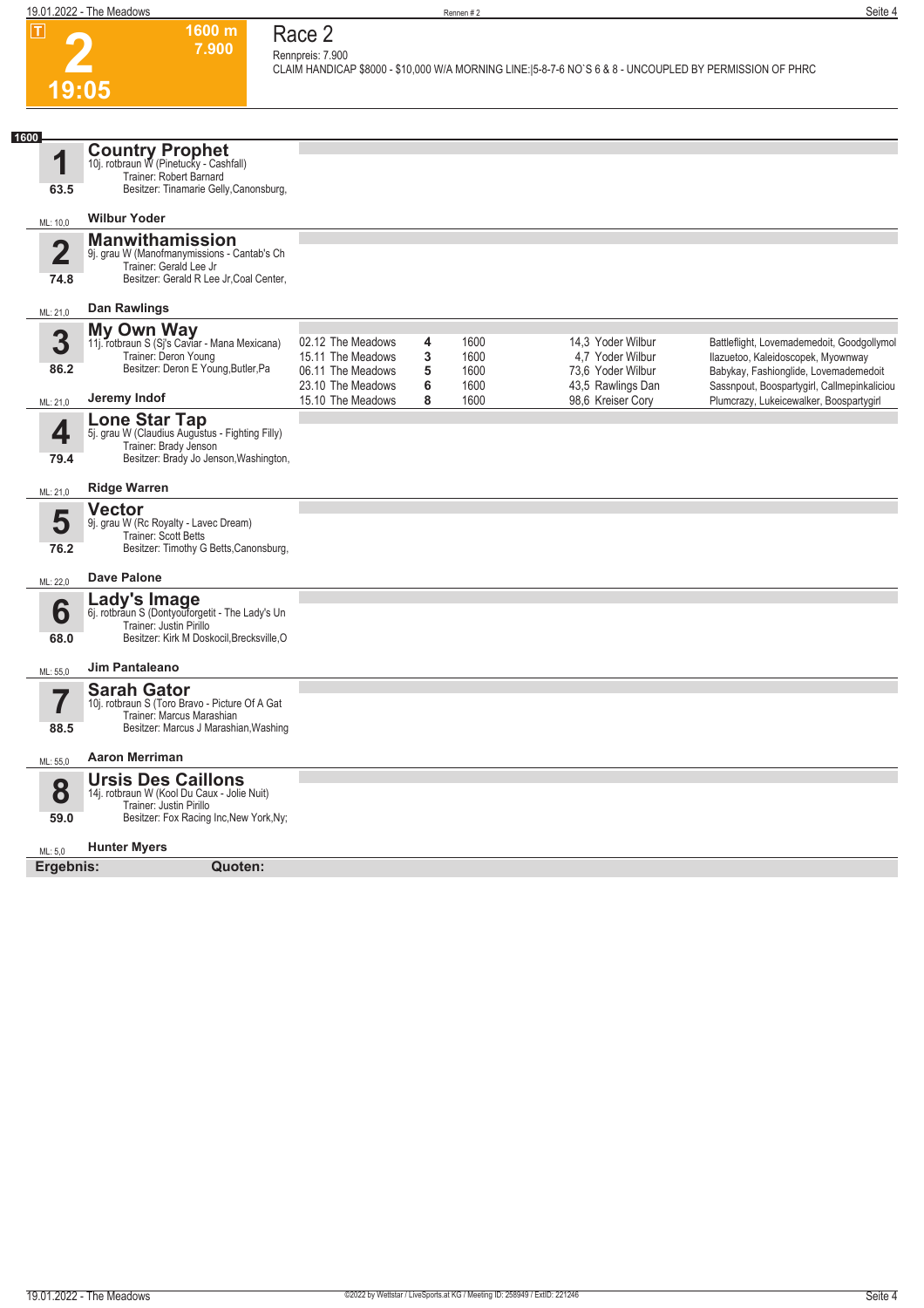# Race 2

**2** — 19:05 — 1600 m — 7.900

Rennpreis: 7.900

CLAIM HANDICAP $8000 - $10,000 W/A MORNING LINE:|5-8-7-6 NO`S 6 & 8 - UNCOUPLED BY PERMISSION OF PHRC

**1600**

## 1 Country Prophet
10j. rotbraun W (Pinetucky - Cashfall)
Trainer: Robert Barnard
Besitzer: Tinamarie Gelly,Canonsburg,
63.5
ML: 10,0 — **Wilbur Yoder**

## 2 Manwithamission
9j. grau W (Manofmanymissions - Cantab's Ch
Trainer: Gerald Lee Jr
Besitzer: Gerald R Lee Jr,Coal Center,
74.8
ML: 21,0 — **Dan Rawlings**

## 3 My Own Way
11j. rotbraun S (Sj's Caviar - Mana Mexicana)
Trainer: Deron Young
Besitzer: Deron E Young,Butler,Pa
86.2
ML: 21,0 — **Jeremy Indof**

| Datum | Bahn | Platz | Distanz | Quote | Fahrer | Einlauf |
|---|---|---|---|---|---|---|
| 02.12 | The Meadows | 4 | 1600 | 14,3 | Yoder Wilbur | Battleflight, Lovemademedoit, Goodgollymol |
| 15.11 | The Meadows | 3 | 1600 | 4,7 | Yoder Wilbur | Ilazuetoo, Kaleidoscopek, Myownway |
| 06.11 | The Meadows | 5 | 1600 | 73,6 | Yoder Wilbur | Babykay, Fashionglide, Lovemademedoit |
| 23.10 | The Meadows | 6 | 1600 | 43,5 | Rawlings Dan | Sassnpout, Boospartygirl, Callmepinkaliciou |
| 15.10 | The Meadows | 8 | 1600 | 98,6 | Kreiser Cory | Plumcrazy, Lukeicewalker, Boospartygirl |

## 4 Lone Star Tap
5j. grau W (Claudius Augustus - Fighting Filly)
Trainer: Brady Jenson
Besitzer: Brady Jo Jenson,Washington,
79.4
ML: 21,0 — **Ridge Warren**

## 5 Vector
9j. grau W (Rc Royalty - Lavec Dream)
Trainer: Scott Betts
Besitzer: Timothy G Betts,Canonsburg,
76.2
ML: 22,0 — **Dave Palone**

## 6 Lady's Image
6j. rotbraun S (Dontyouforgetit - The Lady's Un
Trainer: Justin Pirillo
Besitzer: Kirk M Doskocil,Brecksville,O
68.0
ML: 55,0 — **Jim Pantaleano**

## 7 Sarah Gator
10j. rotbraun S (Toro Bravo - Picture Of A Gat
Trainer: Marcus Marashian
Besitzer: Marcus J Marashian,Washing
88.5
ML: 55,0 — **Aaron Merriman**

## 8 Ursis Des Caillons
14j. rotbraun W (Kool Du Caux - Jolie Nuit)
Trainer: Justin Pirillo
Besitzer: Fox Racing Inc,New York,Ny;
59.0
ML: 5,0 — **Hunter Myers**

**Ergebnis:** **Quoten:**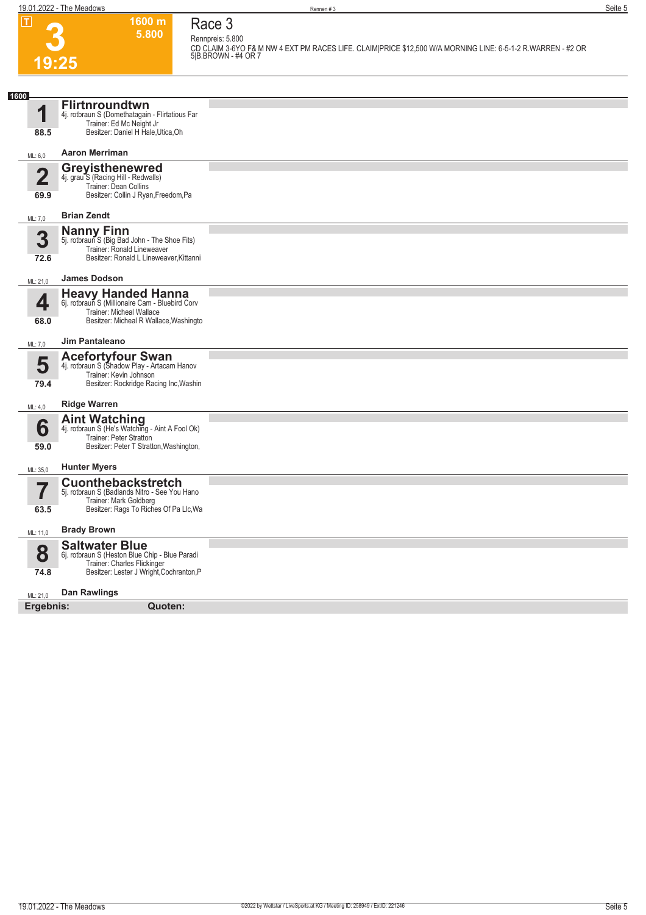# 3

**19:25**

**1600 m**
**5.800**

## Race 3

Rennpreis: 5.800

CD CLAIM 3-6YO F& M NW 4 EXT PM RACES LIFE. CLAIM|PRICE $12,500 W/A MORNING LINE: 6-5-1-2 R.WARREN - #2 OR 5|B.BROWN - #4 OR 7

**1600**

### 1 Flirtnroundtwn
4j. rotbraun S (Domethatagain - Flirtatious Far
Trainer: Ed Mc Neight Jr
Besitzer: Daniel H Hale,Utica,Oh
88.5
ML: 6,0 **Aaron Merriman**

### 2 Greyisthenewred
4j. grau S (Racing Hill - Redwalls)
Trainer: Dean Collins
Besitzer: Collin J Ryan,Freedom,Pa
69.9
ML: 7,0 **Brian Zendt**

### 3 Nanny Finn
5j. rotbraun S (Big Bad John - The Shoe Fits)
Trainer: Ronald Lineweaver
Besitzer: Ronald L Lineweaver,Kittanni
72.6
ML: 21,0 **James Dodson**

### 4 Heavy Handed Hanna
6j. rotbraun S (Millionaire Cam - Bluebird Corv
Trainer: Micheal Wallace
Besitzer: Micheal R Wallace,Washingto
68.0
ML: 7,0 **Jim Pantaleano**

### 5 Acefortyfour Swan
4j. rotbraun S (Shadow Play - Artacam Hanov
Trainer: Kevin Johnson
Besitzer: Rockridge Racing Inc,Washin
79.4
ML: 4,0 **Ridge Warren**

### 6 Aint Watching
4j. rotbraun S (He's Watching - Aint A Fool Ok)
Trainer: Peter Stratton
Besitzer: Peter T Stratton,Washington,
59.0
ML: 35,0 **Hunter Myers**

### 7 Cuonthebackstretch
5j. rotbraun S (Badlands Nitro - See You Hano
Trainer: Mark Goldberg
Besitzer: Rags To Riches Of Pa Llc,Wa
63.5
ML: 11,0 **Brady Brown**

### 8 Saltwater Blue
6j. rotbraun S (Heston Blue Chip - Blue Paradi
Trainer: Charles Flickinger
Besitzer: Lester J Wright,Cochranton,P
74.8
ML: 21,0 **Dan Rawlings**

**Ergebnis:** **Quoten:**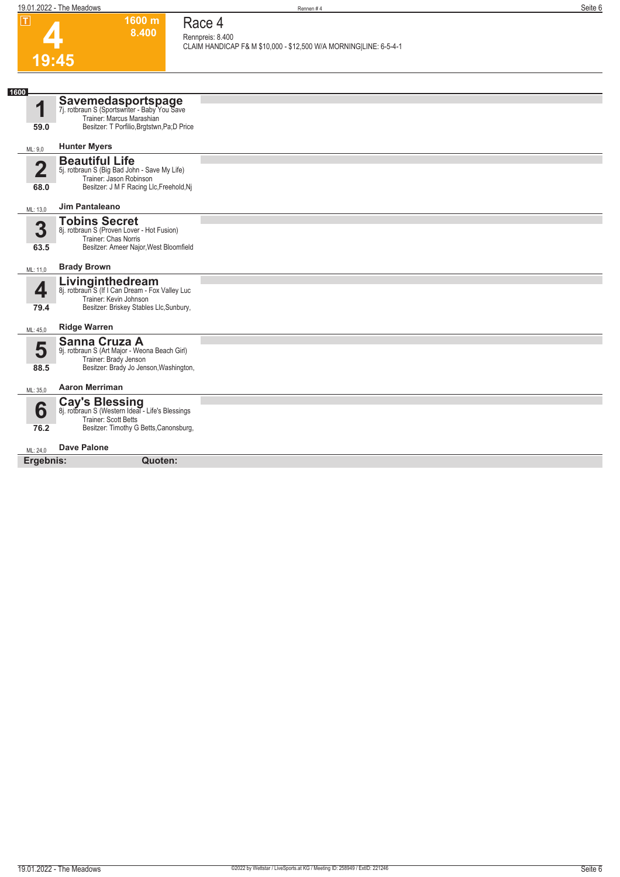# 4

**1600 m**
**8.400**

**19:45**

## Race 4

Rennpreis: 8.400
CLAIM HANDICAP F& M $10,000 - $12,500 W/A MORNING|LINE: 6-5-4-1

**1600**

### 1 Savemedasportspage
7j. rotbraun S (Sportswriter - Baby You Save
Trainer: Marcus Marashian
Besitzer: T Porfilio,Brgtstwn,Pa;D Price
59.0
ML: 9,0
**Hunter Myers**

### 2 Beautiful Life
5j. rotbraun S (Big Bad John - Save My Life)
Trainer: Jason Robinson
Besitzer: J M F Racing Llc,Freehold,Nj
68.0
ML: 13,0
**Jim Pantaleano**

### 3 Tobins Secret
8j. rotbraun S (Proven Lover - Hot Fusion)
Trainer: Chas Norris
Besitzer: Ameer Major,West Bloomfield
63.5
ML: 11,0
**Brady Brown**

### 4 Livinginthedream
8j. rotbraun S (If I Can Dream - Fox Valley Luc
Trainer: Kevin Johnson
Besitzer: Briskey Stables Llc,Sunbury,
79.4
ML: 45,0
**Ridge Warren**

### 5 Sanna Cruza A
9j. rotbraun S (Art Major - Weona Beach Girl)
Trainer: Brady Jenson
Besitzer: Brady Jo Jenson,Washington,
88.5
ML: 35,0
**Aaron Merriman**

### 6 Cay's Blessing
8j. rotbraun S (Western Ideal - Life's Blessings
Trainer: Scott Betts
Besitzer: Timothy G Betts,Canonsburg,
76.2
ML: 24,0
**Dave Palone**

**Ergebnis:** **Quoten:**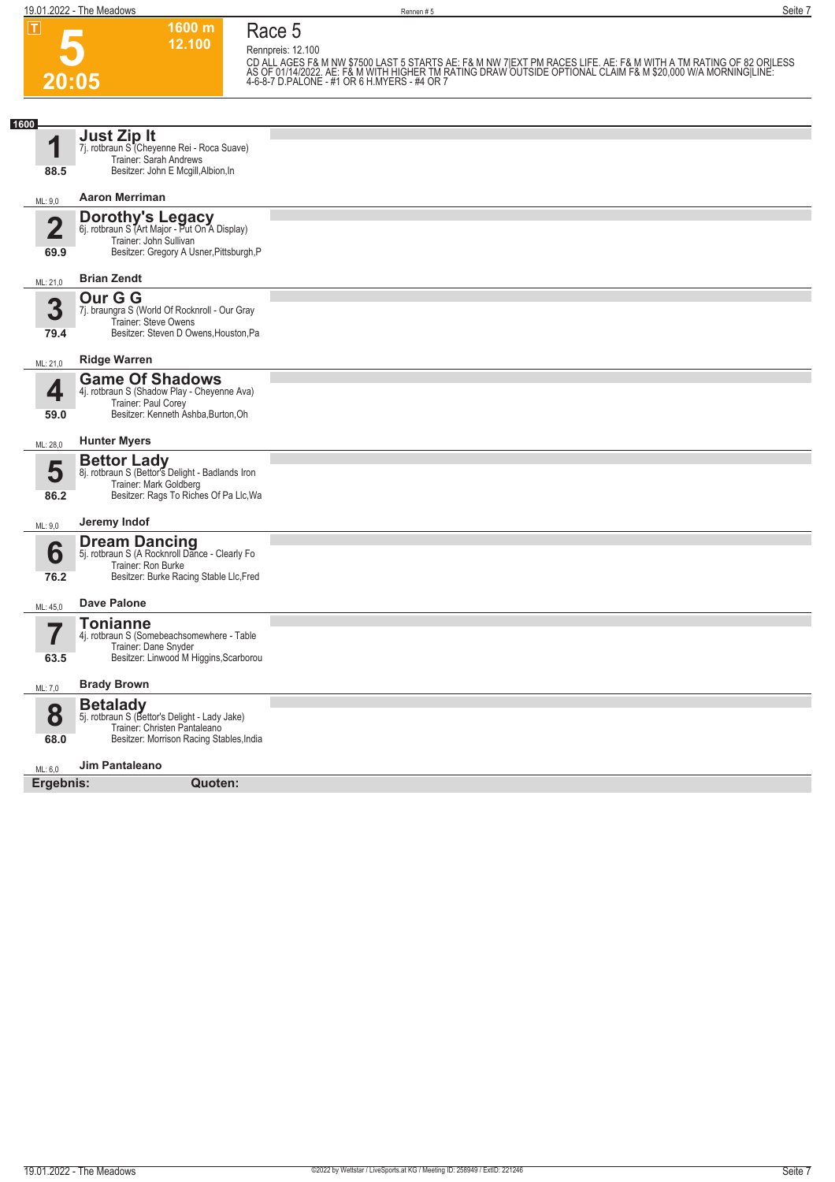# Race 5

**5** — 20:05 — 1600 m — 12.100

Rennpreis: 12.100

CD ALL AGES F& M NW $7500 LAST 5 STARTS AE: F& M NW 7|EXT PM RACES LIFE. AE: F& M WITH A TM RATING OF 82 OR|LESS AS OF 01/14/2022. AE: F& M WITH HIGHER TM RATING DRAW OUTSIDE OPTIONAL CLAIM F& M $20,000 W/A MORNING|LINE: 4-6-8-7 D.PALONE - #1 OR 6 H.MYERS - #4 OR 7

**1600**

## 1 Just Zip It
7j. rotbraun S (Cheyenne Rei - Roca Suave)
Trainer: Sarah Andrews
Besitzer: John E Mcgill,Albion,In
88.5
ML: 9,0 — **Aaron Merriman**

## 2 Dorothy's Legacy
6j. rotbraun S (Art Major - Put On A Display)
Trainer: John Sullivan
Besitzer: Gregory A Usner,Pittsburgh,P
69.9
ML: 21,0 — **Brian Zendt**

## 3 Our G G
7j. braungra S (World Of Rocknroll - Our Gray
Trainer: Steve Owens
Besitzer: Steven D Owens,Houston,Pa
79.4
ML: 21,0 — **Ridge Warren**

## 4 Game Of Shadows
4j. rotbraun S (Shadow Play - Cheyenne Ava)
Trainer: Paul Corey
Besitzer: Kenneth Ashba,Burton,Oh
59.0
ML: 28,0 — **Hunter Myers**

## 5 Bettor Lady
8j. rotbraun S (Bettor's Delight - Badlands Iron
Trainer: Mark Goldberg
Besitzer: Rags To Riches Of Pa Llc,Wa
86.2
ML: 9,0 — **Jeremy Indof**

## 6 Dream Dancing
5j. rotbraun S (A Rocknroll Dance - Clearly Fo
Trainer: Ron Burke
Besitzer: Burke Racing Stable Llc,Fred
76.2
ML: 45,0 — **Dave Palone**

## 7 Tonianne
4j. rotbraun S (Somebeachsomewhere - Table
Trainer: Dane Snyder
Besitzer: Linwood M Higgins,Scarborou
63.5
ML: 7,0 — **Brady Brown**

## 8 Betalady
5j. rotbraun S (Bettor's Delight - Lady Jake)
Trainer: Christen Pantaleano
Besitzer: Morrison Racing Stables,India
68.0
ML: 6,0 — **Jim Pantaleano**

**Ergebnis:** **Quoten:**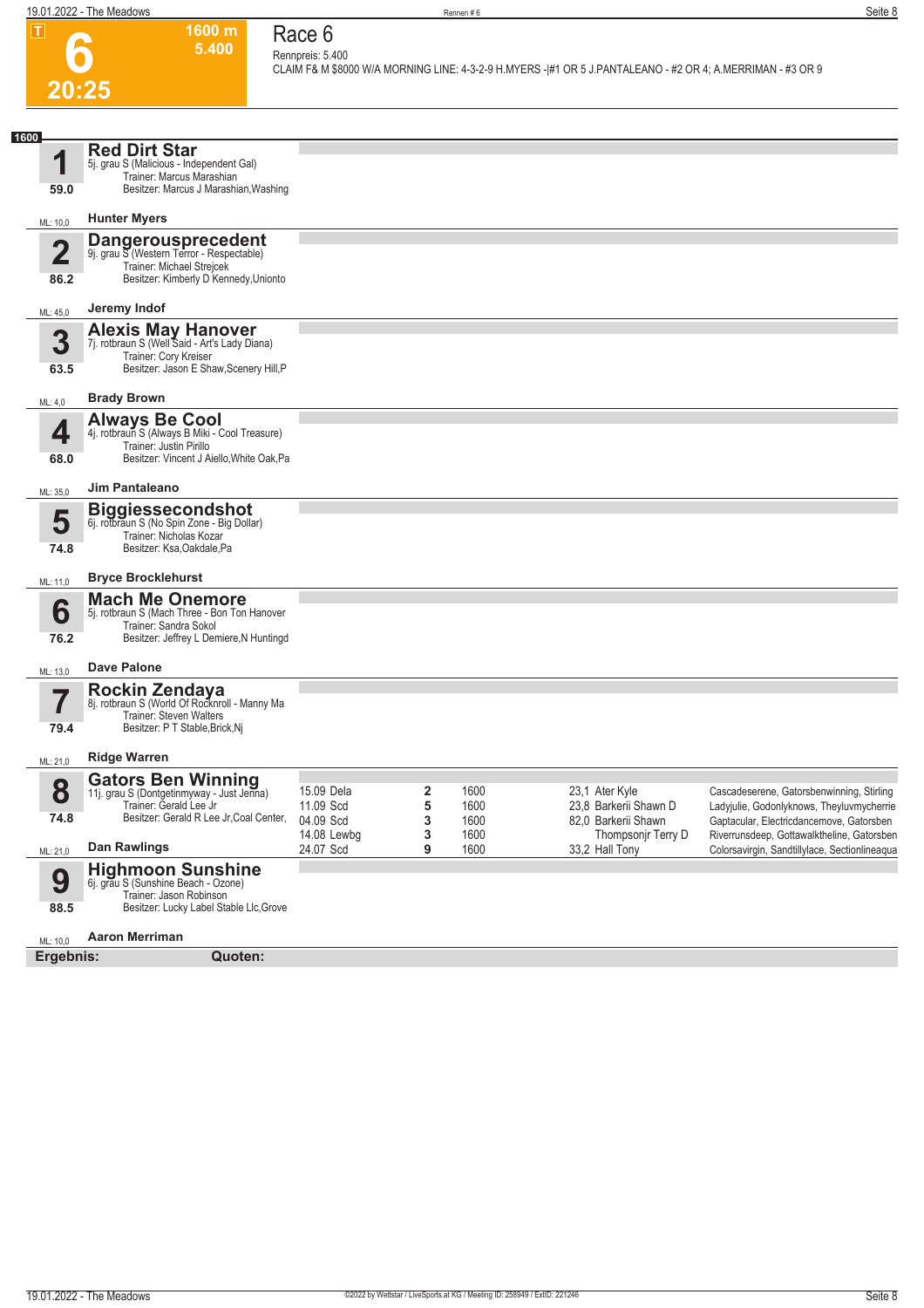# Race 6

**6** — 20:25 — 1600 m — 5.400

Rennpreis: 5.400

CLAIM F& M $8000 W/A MORNING LINE: 4-3-2-9 H.MYERS -|#1 OR 5 J.PANTALEANO - #2 OR 4; A.MERRIMAN - #3 OR 9

**1600**

### 1 Red Dirt Star
5j. grau S (Malicious - Independent Gal)
Trainer: Marcus Marashian
Besitzer: Marcus J Marashian,Washing
59.0
ML: 10,0 — **Hunter Myers**

### 2 Dangerousprecedent
9j. grau S (Western Terror - Respectable)
Trainer: Michael Strejcek
Besitzer: Kimberly D Kennedy,Unionto
86.2
ML: 45,0 — **Jeremy Indof**

### 3 Alexis May Hanover
7j. rotbraun S (Well Said - Art's Lady Diana)
Trainer: Cory Kreiser
Besitzer: Jason E Shaw,Scenery Hill,P
63.5
ML: 4,0 — **Brady Brown**

### 4 Always Be Cool
4j. rotbraun S (Always B Miki - Cool Treasure)
Trainer: Justin Pirillo
Besitzer: Vincent J Aiello,White Oak,Pa
68.0
ML: 35,0 — **Jim Pantaleano**

### 5 Biggiessecondshot
6j. rotbraun S (No Spin Zone - Big Dollar)
Trainer: Nicholas Kozar
Besitzer: Ksa,Oakdale,Pa
74.8
ML: 11,0 — **Bryce Brocklehurst**

### 6 Mach Me Onemore
5j. rotbraun S (Mach Three - Bon Ton Hanover)
Trainer: Sandra Sokol
Besitzer: Jeffrey L Demiere,N Huntingd
76.2
ML: 13,0 — **Dave Palone**

### 7 Rockin Zendaya
8j. rotbraun S (World Of Rocknroll - Manny Ma
Trainer: Steven Walters
Besitzer: P T Stable,Brick,Nj
79.4
ML: 21,0 — **Ridge Warren**

### 8 Gators Ben Winning
11j. grau S (Dontgetinmyway - Just Jenna)
Trainer: Gerald Lee Jr
Besitzer: Gerald R Lee Jr,Coal Center,
74.8
ML: 21,0 — **Dan Rawlings**

| Datum | Platz | Distanz | Quote / Fahrer | Einlauf |
|---|---|---|---|---|
| 15.09 Dela | 2 | 1600 | 23,1 Ater Kyle | Cascadeserene, Gatorsbenwinning, Stirling |
| 11.09 Scd | 5 | 1600 | 23,8 Barkerii Shawn D | Ladyjulie, Godonlyknows, Theyluvmycherrie |
| 04.09 Scd | 3 | 1600 | 82,0 Barkerii Shawn | Gaptacular, Electricdancemove, Gatorsben |
| 14.08 Lewbg | 3 | 1600 | Thompsonjr Terry D | Riverrunsdeep, Gottawalktheline, Gatorsben |
| 24.07 Scd | 9 | 1600 | 33,2 Hall Tony | Colorsavirgin, Sandtillylace, Sectionlineaqua |

### 9 Highmoon Sunshine
6j. grau S (Sunshine Beach - Ozone)
Trainer: Jason Robinson
Besitzer: Lucky Label Stable Llc,Grove
88.5
ML: 10,0 — **Aaron Merriman**

**Ergebnis:** **Quoten:**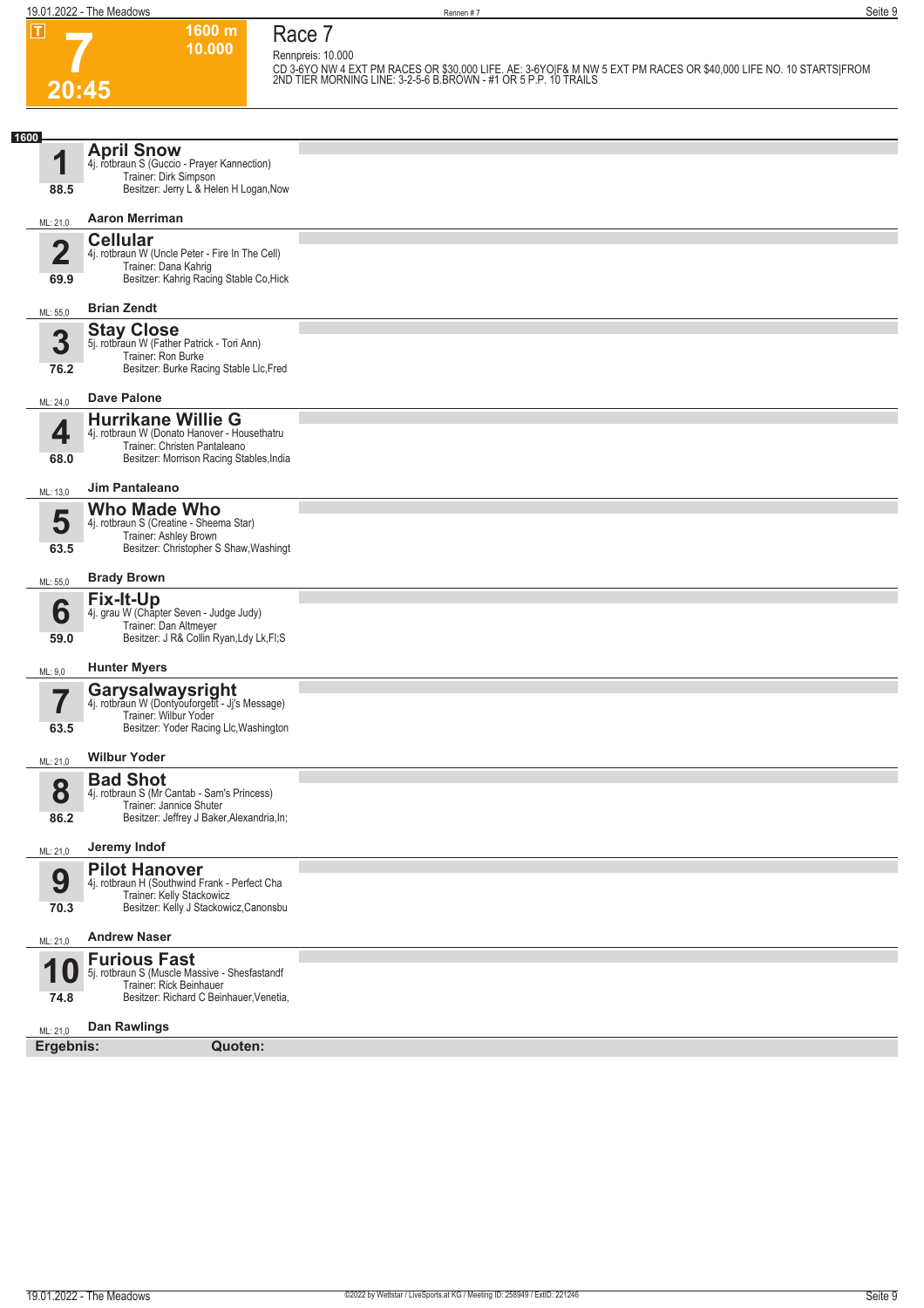# Race 7

**T** **7** 20:45 | 1600 m | 10.000

Rennpreis: 10.000

CD 3-6YO NW 4 EXT PM RACES OR $30,000 LIFE. AE: 3-6YO|F& M NW 5 EXT PM RACES OR $40,000 LIFE NO. 10 STARTS|FROM 2ND TIER MORNING LINE: 3-2-5-6 B.BROWN - #1 OR 5 P.P. 10 TRAILS

**1600**

**1** **April Snow**
4j. rotbraun S (Guccio - Prayer Kannection)
Trainer: Dirk Simpson
Besitzer: Jerry L & Helen H Logan,Now
88.5
ML: 21,0 **Aaron Merriman**

**2** **Cellular**
4j. rotbraun W (Uncle Peter - Fire In The Cell)
Trainer: Dana Kahrig
Besitzer: Kahrig Racing Stable Co,Hick
69.9
ML: 55,0 **Brian Zendt**

**3** **Stay Close**
5j. rotbraun W (Father Patrick - Tori Ann)
Trainer: Ron Burke
Besitzer: Burke Racing Stable Llc,Fred
76.2
ML: 24,0 **Dave Palone**

**4** **Hurrikane Willie G**
4j. rotbraun W (Donato Hanover - Housethatru
Trainer: Christen Pantaleano
Besitzer: Morrison Racing Stables,India
68.0
ML: 13,0 **Jim Pantaleano**

**5** **Who Made Who**
4j. rotbraun S (Creatine - Sheema Star)
Trainer: Ashley Brown
Besitzer: Christopher S Shaw,Washingt
63.5
ML: 55,0 **Brady Brown**

**6** **Fix-It-Up**
4j. grau W (Chapter Seven - Judge Judy)
Trainer: Dan Altmeyer
Besitzer: J R& Collin Ryan,Ldy Lk,Fl;S
59.0
ML: 9,0 **Hunter Myers**

**7** **Garysalwaysright**
4j. rotbraun W (Dontyouforgetit - Jj's Message)
Trainer: Wilbur Yoder
Besitzer: Yoder Racing Llc,Washington
63.5
ML: 21,0 **Wilbur Yoder**

**8** **Bad Shot**
4j. rotbraun S (Mr Cantab - Sam's Princess)
Trainer: Jannice Shuter
Besitzer: Jeffrey J Baker,Alexandria,In;
86.2
ML: 21,0 **Jeremy Indof**

**9** **Pilot Hanover**
4j. rotbraun H (Southwind Frank - Perfect Cha
Trainer: Kelly Stackowicz
Besitzer: Kelly J Stackowicz,Canonsbu
70.3
ML: 21,0 **Andrew Naser**

**10** **Furious Fast**
5j. rotbraun S (Muscle Massive - Shesfastandf
Trainer: Rick Beinhauer
Besitzer: Richard C Beinhauer,Venetia,
74.8
ML: 21,0 **Dan Rawlings**

**Ergebnis:** **Quoten:**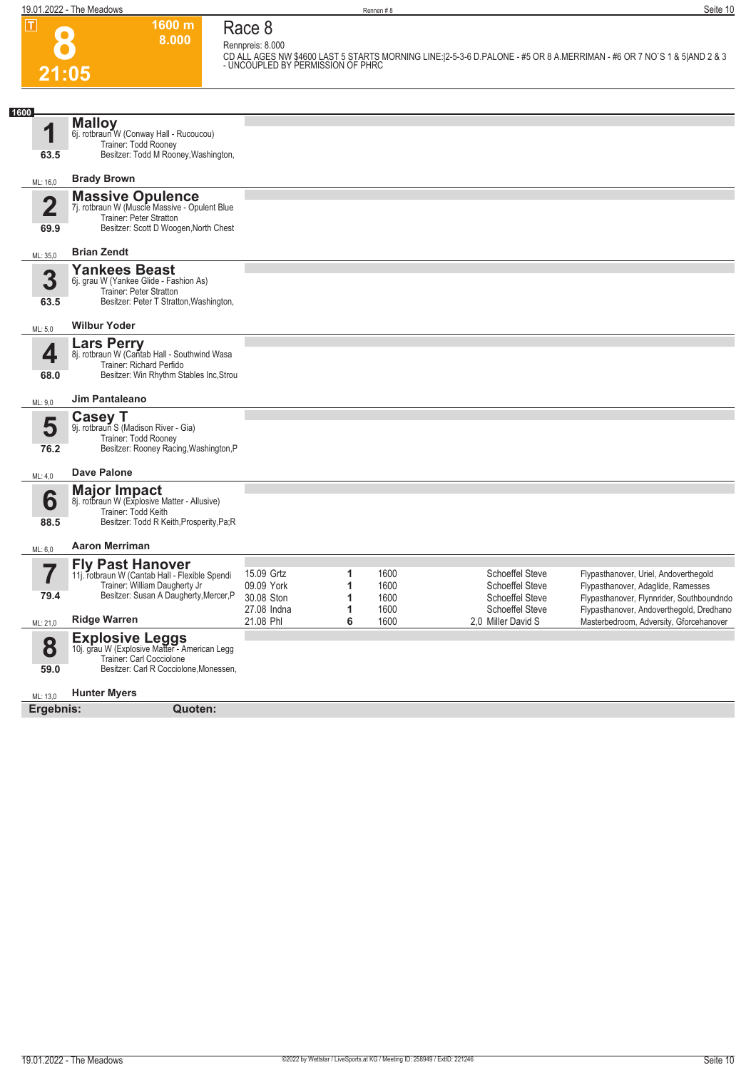# 8

**1600 m**
**8.000**

**21:05**

## Race 8

Rennpreis: 8.000

CD ALL AGES NW $4600 LAST 5 STARTS MORNING LINE:|2-5-3-6 D.PALONE - #5 OR 8 A.MERRIMAN - #6 OR 7 NO`S 1 & 5|AND 2 & 3 - UNCOUPLED BY PERMISSION OF PHRC

**1600**

### 1 Malloy
6j. rotbraun W (Conway Hall - Rucoucou)
Trainer: Todd Rooney
Besitzer: Todd M Rooney,Washington,
63.5
ML: 16,0
**Brady Brown**

### 2 Massive Opulence
7j. rotbraun W (Muscle Massive - Opulent Blue
Trainer: Peter Stratton
Besitzer: Scott D Woogen,North Chest
69.9
ML: 35,0
**Brian Zendt**

### 3 Yankees Beast
6j. grau W (Yankee Glide - Fashion As)
Trainer: Peter Stratton
Besitzer: Peter T Stratton,Washington,
63.5
ML: 5,0
**Wilbur Yoder**

### 4 Lars Perry
8j. rotbraun W (Cantab Hall - Southwind Wasa
Trainer: Richard Perfido
Besitzer: Win Rhythm Stables Inc,Strou
68.0
ML: 9,0
**Jim Pantaleano**

### 5 Casey T
9j. rotbraun S (Madison River - Gia)
Trainer: Todd Rooney
Besitzer: Rooney Racing,Washington,P
76.2
ML: 4,0
**Dave Palone**

### 6 Major Impact
8j. rotbraun W (Explosive Matter - Allusive)
Trainer: Todd Keith
Besitzer: Todd R Keith,Prosperity,Pa;R
88.5
ML: 6,0
**Aaron Merriman**

### 7 Fly Past Hanover
11j. rotbraun W (Cantab Hall - Flexible Spendi
Trainer: William Daugherty Jr
Besitzer: Susan A Daugherty,Mercer,P
79.4
ML: 21,0
**Ridge Warren**

| | | | | |
|---|---|---|---|---|
| 15.09 Grtz | 1 | 1600 | Schoeffel Steve | Flypasthanover, Uriel, Andoverthegold |
| 09.09 York | 1 | 1600 | Schoeffel Steve | Flypasthanover, Adaglide, Ramesses |
| 30.08 Ston | 1 | 1600 | Schoeffel Steve | Flypasthanover, Flynnrider, Southboundndo |
| 27.08 Indna | 1 | 1600 | Schoeffel Steve | Flypasthanover, Andoverthegold, Dredhano |
| 21.08 Phl | 6 | 1600 | 2,0 Miller David S | Masterbedroom, Adversity, Gforcehanover |

### 8 Explosive Leggs
10j. grau W (Explosive Matter - American Legg
Trainer: Carl Cocciolone
Besitzer: Carl R Cocciolone,Monessen,
59.0
ML: 13,0
**Hunter Myers**

**Ergebnis:** **Quoten:**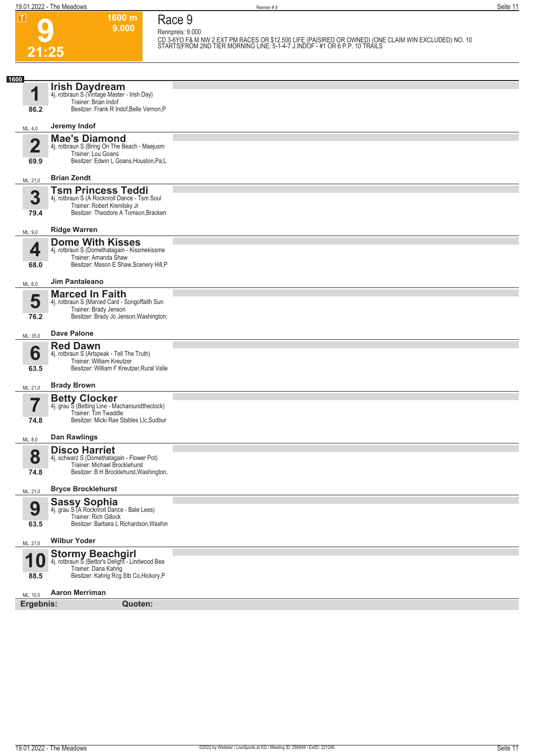T

# 9

1600 m
9.000

21:25

## Race 9

Rennpreis: 9.000

CD 3-6YO F& M NW 2 EXT PM RACES OR $12,500 LIFE (PA|SIRED OR OWNED) (ONE CLAIM WIN EXCLUDED) NO. 10 STARTS|FROM 2ND TIER MORNING LINE: 5-1-4-7 J.INDOF - #1 OR 6 P.P. 10 TRAILS

**1600**

### 1 Irish Daydream
4j. rotbraun S (Vintage Master - Irish Day)
Trainer: Brian Indof
Besitzer: Frank R Indof,Belle Vernon,P
86.2
ML: 4,0
**Jeremy Indof**

### 2 Mae's Diamond
4j. rotbraun S (Bring On The Beach - Maejusm
Trainer: Lou Goans
Besitzer: Edwin L Goans,Houston,Pa;L
69.9
ML: 21,0
**Brian Zendt**

### 3 Tsm Princess Teddi
4j. rotbraun S (A Rocknroll Dance - Tsm Soul
Trainer: Robert Krenitsky Jr
Besitzer: Theodore A Tomson,Bracken
79.4
ML: 9,0
**Ridge Warren**

### 4 Dome With Kisses
4j. rotbraun S (Domethatagain - Kissmekissme
Trainer: Amanda Shaw
Besitzer: Mason E Shaw,Scenery Hill,P
68.0
ML: 6,0
**Jim Pantaleano**

### 5 Marced In Faith
4j. rotbraun S (Marced Card - Songoffaith Sun
Trainer: Brady Jenson
Besitzer: Brady Jo Jenson,Washington,
76.2
ML: 35,0
**Dave Palone**

### 6 Red Dawn
4j. rotbraun S (Artspeak - Tell The Truth)
Trainer: William Kreutzer
Besitzer: William F Kreutzer,Rural Valle
63.5
ML: 21,0
**Brady Brown**

### 7 Betty Clocker
4j. grau S (Betting Line - Macharoundtheclock)
Trainer: Tim Twaddle
Besitzer: Micki Rae Stables Llc,Sudbur
74.8
ML: 8,0
**Dan Rawlings**

### 8 Disco Harriet
4j. schwarz S (Domethatagain - Flower Pot)
Trainer: Michael Brocklehurst
Besitzer: B H Brocklehurst,Washington,
74.8
ML: 21,0
**Bryce Brocklehurst**

### 9 Sassy Sophia
4j. grau S (A Rocknroll Dance - Bale Lees)
Trainer: Rich Gillock
Besitzer: Barbara L Richardson,Washin
63.5
ML: 21,0
**Wilbur Yoder**

### 10 Stormy Beachgirl
4j. rotbraun S (Bettor's Delight - Lindwood Bea
Trainer: Dana Kahrig
Besitzer: Kahrig Rcg Stb Co,Hickory,P
88.5
ML: 10,0
**Aaron Merriman**

**Ergebnis:** **Quoten:**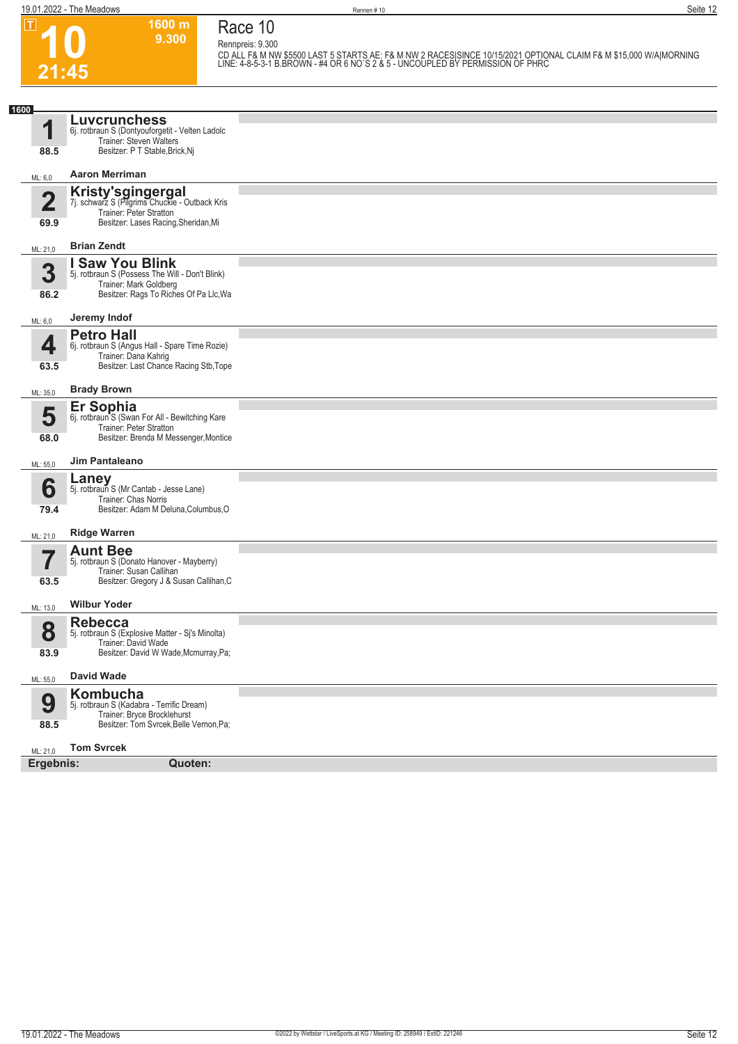# 10

**1600 m**
**9.300**

**21:45**

## Race 10

Rennpreis: 9.300

CD ALL F& M NW $5500 LAST 5 STARTS AE: F& M NW 2 RACES|SINCE 10/15/2021 OPTIONAL CLAIM F& M $15,000 W/A|MORNING LINE: 4-8-5-3-1 B.BROWN - #4 OR 6 NO`S 2 & 5 - UNCOUPLED BY PERMISSION OF PHRC

**1600**

### 1 Luvcrunchess
6j. rotbraun S (Dontyouforgetit - Velten Ladolc
Trainer: Steven Walters
Besitzer: P T Stable,Brick,Nj
88.5
ML: 6,0
**Aaron Merriman**

### 2 Kristy'sgingergal
7j. schwarz S (Pilgrims Chuckie - Outback Kris
Trainer: Peter Stratton
Besitzer: Lases Racing,Sheridan,Mi
69.9
ML: 21,0
**Brian Zendt**

### 3 I Saw You Blink
5j. rotbraun S (Possess The Will - Don't Blink)
Trainer: Mark Goldberg
Besitzer: Rags To Riches Of Pa Llc,Wa
86.2
ML: 6,0
**Jeremy Indof**

### 4 Petro Hall
6j. rotbraun S (Angus Hall - Spare Time Rozie)
Trainer: Dana Kahrig
Besitzer: Last Chance Racing Stb,Tope
63.5
ML: 35,0
**Brady Brown**

### 5 Er Sophia
6j. rotbraun S (Swan For All - Bewitching Kare
Trainer: Peter Stratton
Besitzer: Brenda M Messenger,Montice
68.0
ML: 55,0
**Jim Pantaleano**

### 6 Laney
5j. rotbraun S (Mr Cantab - Jesse Lane)
Trainer: Chas Norris
Besitzer: Adam M Deluna,Columbus,O
79.4
ML: 21,0
**Ridge Warren**

### 7 Aunt Bee
5j. rotbraun S (Donato Hanover - Mayberry)
Trainer: Susan Callihan
Besitzer: Gregory J & Susan Callihan,C
63.5
ML: 13,0
**Wilbur Yoder**

### 8 Rebecca
5j. rotbraun S (Explosive Matter - Sj's Minolta)
Trainer: David Wade
Besitzer: David W Wade,Mcmurray,Pa;
83.9
ML: 55,0
**David Wade**

### 9 Kombucha
5j. rotbraun S (Kadabra - Terrific Dream)
Trainer: Bryce Brocklehurst
Besitzer: Tom Svrcek,Belle Vernon,Pa;
88.5
ML: 21,0
**Tom Svrcek**

**Ergebnis:** **Quoten:**